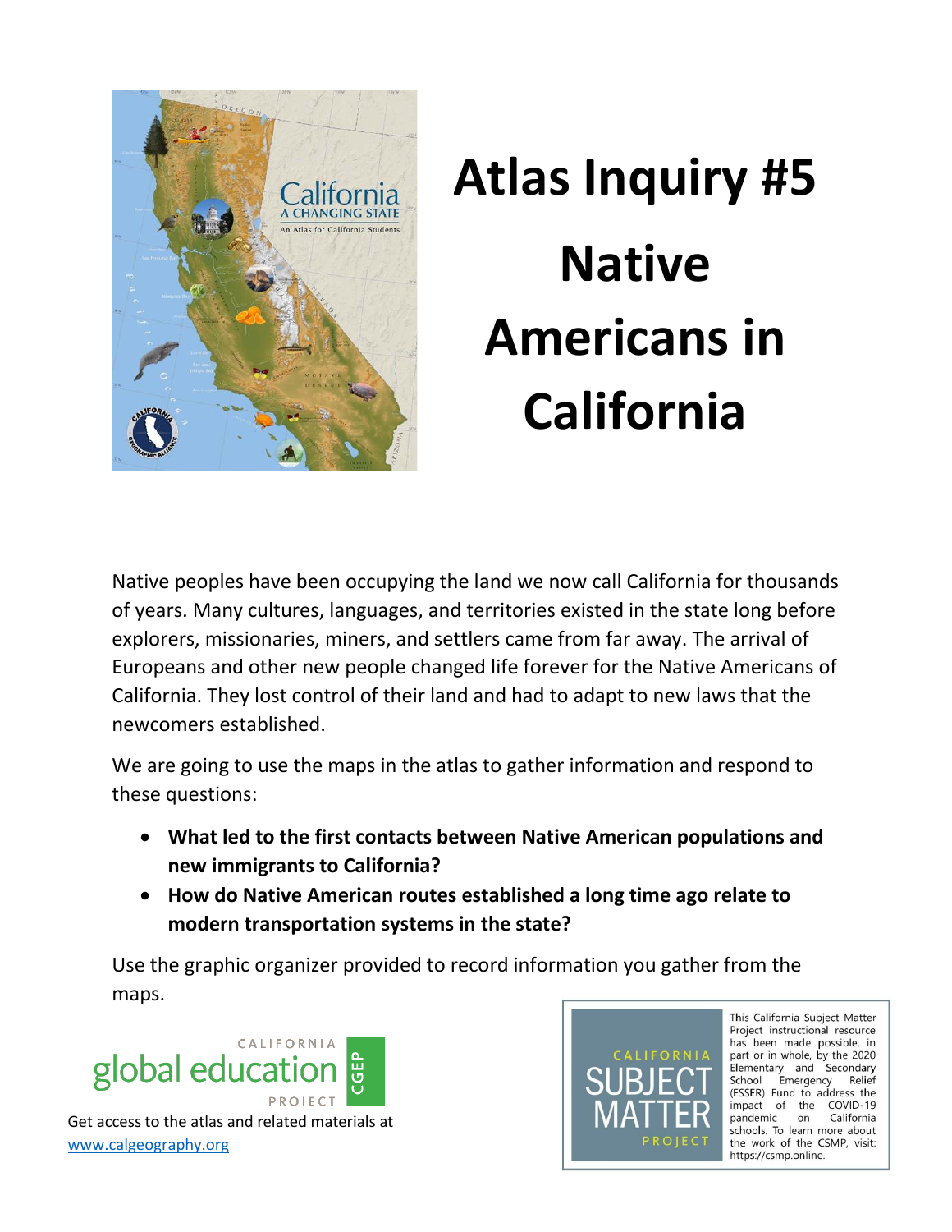# Atlas Inquiry #5 Native Americans in California

Native peoples have been occupying the land we now call California for thousands of years. Many cultures, languages, and territories existed in the state long before explorers, missionaries, miners, and settlers came from far away. The arrival of Europeans and other new people changed life forever for the Native Americans of California. They lost control of their land and had to adapt to new laws that the newcomers established.

We are going to use the maps in the atlas to gather information and respond to these questions:

- **What led to the first contacts between Native American populations and new immigrants to California?**
- **How do Native American routes established a long time ago relate to modern transportation systems in the state?**

Use the graphic organizer provided to record information you gather from the maps.

CALIFORNIA global education PROJECT CGEP

Get access to the atlas and related materials at www.calgeography.org

CALIFORNIA SUBJECT MATTER PROJECT

This California Subject Matter Project instructional resource has been made possible, in part or in whole, by the 2020 Elementary and Secondary School Emergency Relief (ESSER) Fund to address the impact of the COVID-19 pandemic on California schools. To learn more about the work of the CSMP, visit: https://csmp.online.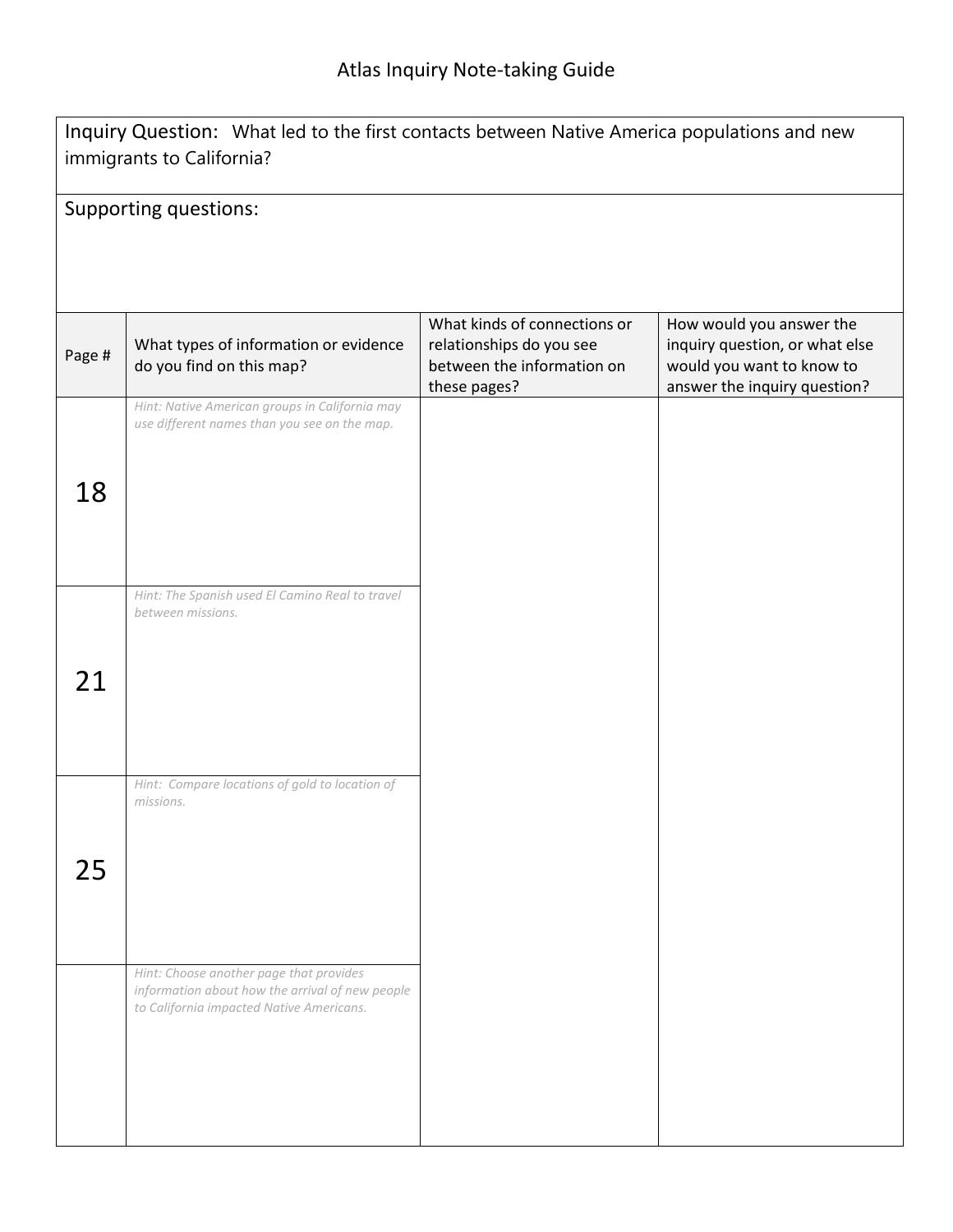# Atlas Inquiry Note-taking Guide

**Inquiry Question:** What led to the first contacts between Native America populations and new immigrants to California?

**Supporting questions:**

| Page # | What types of information or evidence do you find on this map? | What kinds of connections or relationships do you see between the information on these pages? | How would you answer the inquiry question, or what else would you want to know to answer the inquiry question? |
|---|---|---|---|
| 18 | *Hint: Native American groups in California may use different names than you see on the map.* | | |
| 21 | *Hint: The Spanish used El Camino Real to travel between missions.* | | |
| 25 | *Hint: Compare locations of gold to location of missions.* | | |
| | *Hint: Choose another page that provides information about how the arrival of new people to California impacted Native Americans.* | | |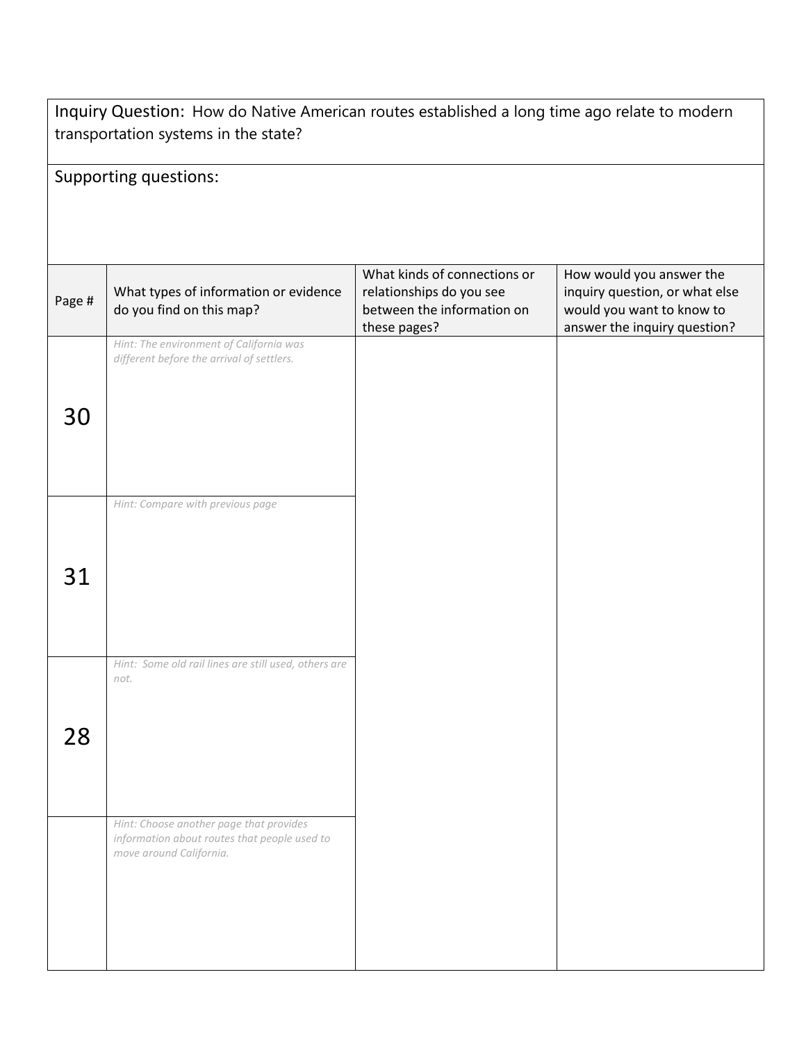Inquiry Question: How do Native American routes established a long time ago relate to modern transportation systems in the state?

Supporting questions:

| Page # | What types of information or evidence do you find on this map? | What kinds of connections or relationships do you see between the information on these pages? | How would you answer the inquiry question, or what else would you want to know to answer the inquiry question? |
| --- | --- | --- | --- |
| 30 | *Hint: The environment of California was different before the arrival of settlers.* | | |
| 31 | *Hint: Compare with previous page* | | |
| 28 | *Hint: Some old rail lines are still used, others are not.* | | |
| | *Hint: Choose another page that provides information about routes that people used to move around California.* | | |